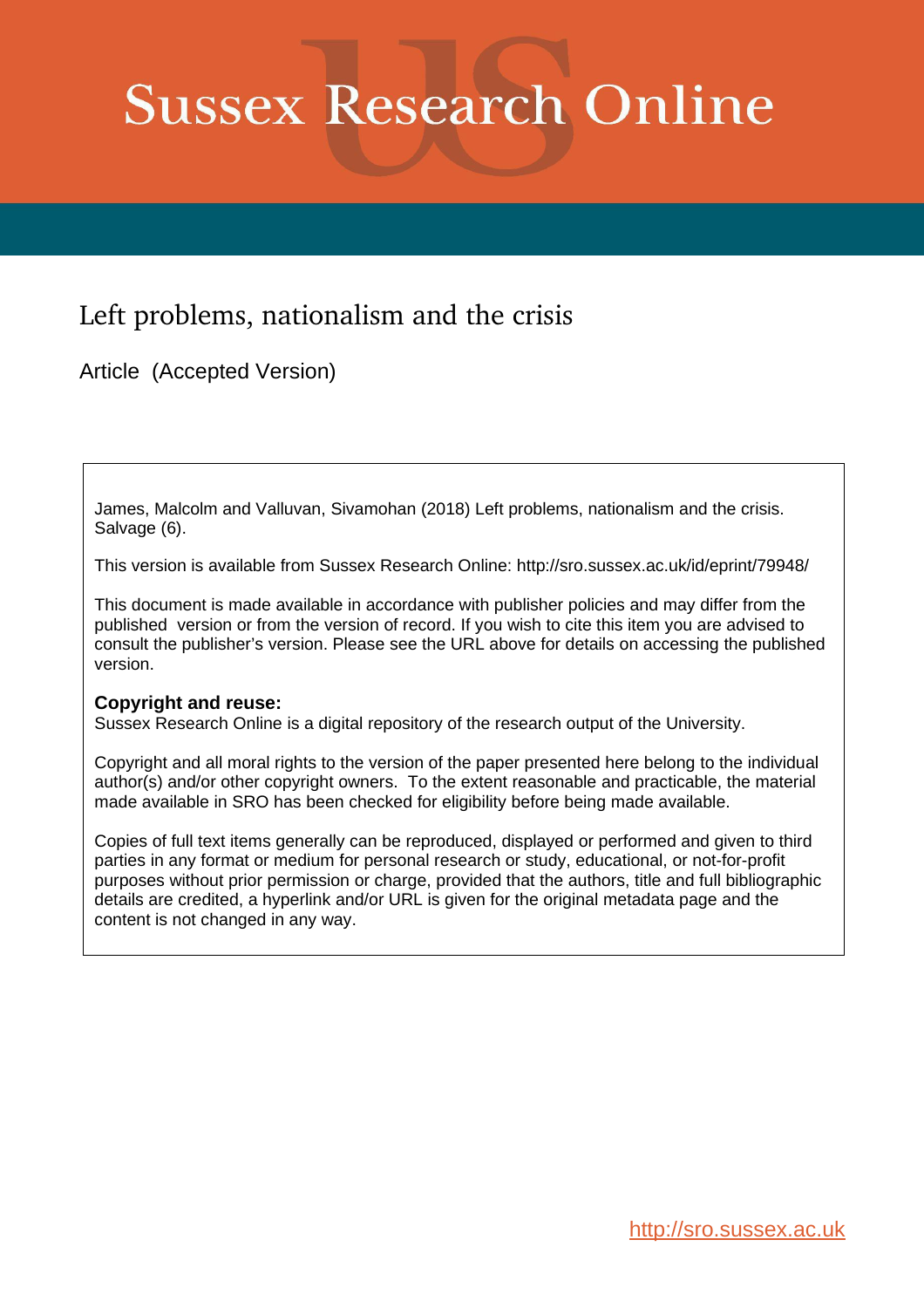# Sussex Research Online

## Left problems, nationalism and the crisis

Article (Accepted Version)

James, Malcolm and Valluvan, Sivamohan (2018) Left problems, nationalism and the crisis. Salvage (6).

This version is available from Sussex Research Online: http://sro.sussex.ac.uk/id/eprint/79948/

This document is made available in accordance with publisher policies and may differ from the published version or from the version of record. If you wish to cite this item you are advised to consult the publisher's version. Please see the URL above for details on accessing the published version.

**Copyright and reuse:**
Sussex Research Online is a digital repository of the research output of the University.

Copyright and all moral rights to the version of the paper presented here belong to the individual author(s) and/or other copyright owners. To the extent reasonable and practicable, the material made available in SRO has been checked for eligibility before being made available.

Copies of full text items generally can be reproduced, displayed or performed and given to third parties in any format or medium for personal research or study, educational, or not-for-profit purposes without prior permission or charge, provided that the authors, title and full bibliographic details are credited, a hyperlink and/or URL is given for the original metadata page and the content is not changed in any way.

http://sro.sussex.ac.uk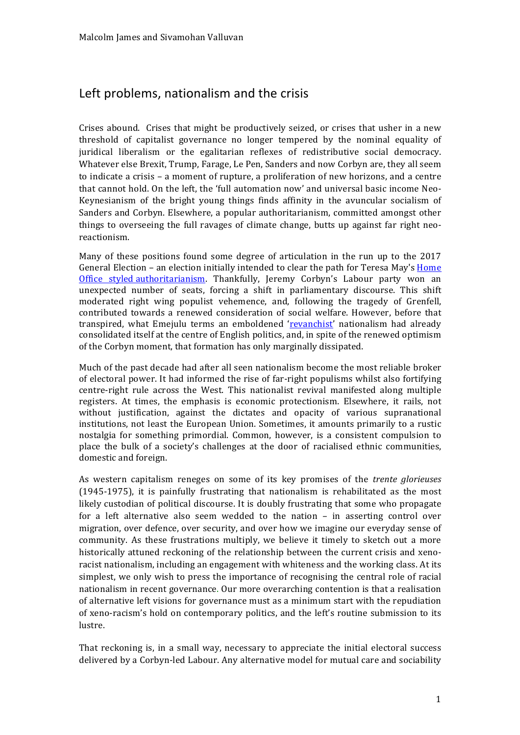Malcolm James and Sivamohan Valluvan

## Left problems, nationalism and the crisis

Crises abound. Crises that might be productively seized, or crises that usher in a new threshold of capitalist governance no longer tempered by the nominal equality of juridical liberalism or the egalitarian reflexes of redistributive social democracy. Whatever else Brexit, Trump, Farage, Le Pen, Sanders and now Corbyn are, they all seem to indicate a crisis – a moment of rupture, a proliferation of new horizons, and a centre that cannot hold. On the left, the 'full automation now' and universal basic income Neo-Keynesianism of the bright young things finds affinity in the avuncular socialism of Sanders and Corbyn. Elsewhere, a popular authoritarianism, committed amongst other things to overseeing the full ravages of climate change, butts up against far right neo-reactionism.

Many of these positions found some degree of articulation in the run up to the 2017 General Election – an election initially intended to clear the path for Teresa May's Home Office styled authoritarianism. Thankfully, Jeremy Corbyn's Labour party won an unexpected number of seats, forcing a shift in parliamentary discourse. This shift moderated right wing populist vehemence, and, following the tragedy of Grenfell, contributed towards a renewed consideration of social welfare. However, before that transpired, what Emejulu terms an emboldened 'revanchist' nationalism had already consolidated itself at the centre of English politics, and, in spite of the renewed optimism of the Corbyn moment, that formation has only marginally dissipated.

Much of the past decade had after all seen nationalism become the most reliable broker of electoral power. It had informed the rise of far-right populisms whilst also fortifying centre-right rule across the West. This nationalist revival manifested along multiple registers. At times, the emphasis is economic protectionism. Elsewhere, it rails, not without justification, against the dictates and opacity of various supranational institutions, not least the European Union. Sometimes, it amounts primarily to a rustic nostalgia for something primordial. Common, however, is a consistent compulsion to place the bulk of a society's challenges at the door of racialised ethnic communities, domestic and foreign.

As western capitalism reneges on some of its key promises of the *trente glorieuses* (1945-1975), it is painfully frustrating that nationalism is rehabilitated as the most likely custodian of political discourse. It is doubly frustrating that some who propagate for a left alternative also seem wedded to the nation – in asserting control over migration, over defence, over security, and over how we imagine our everyday sense of community. As these frustrations multiply, we believe it timely to sketch out a more historically attuned reckoning of the relationship between the current crisis and xeno-racist nationalism, including an engagement with whiteness and the working class. At its simplest, we only wish to press the importance of recognising the central role of racial nationalism in recent governance. Our more overarching contention is that a realisation of alternative left visions for governance must as a minimum start with the repudiation of xeno-racism's hold on contemporary politics, and the left's routine submission to its lustre.

That reckoning is, in a small way, necessary to appreciate the initial electoral success delivered by a Corbyn-led Labour. Any alternative model for mutual care and sociability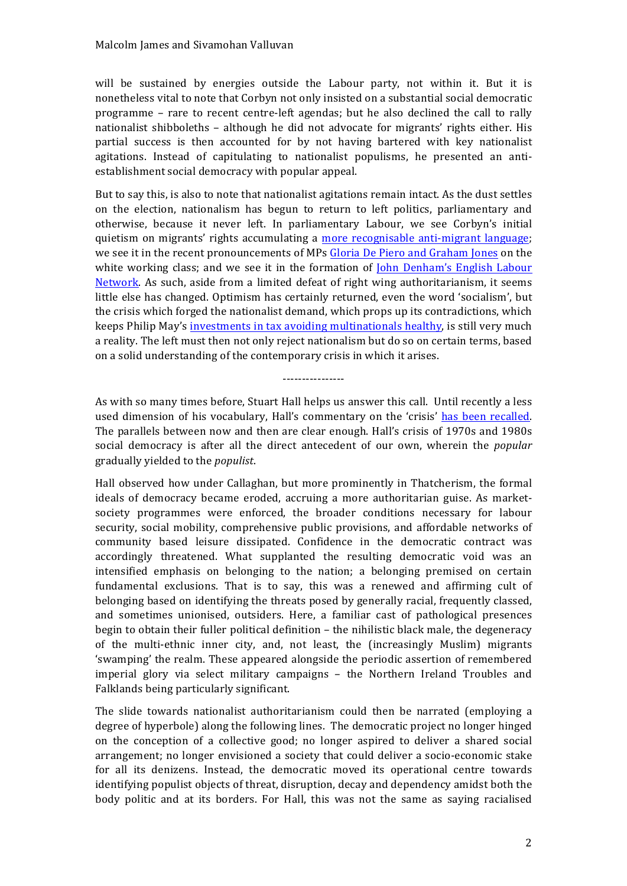will be sustained by energies outside the Labour party, not within it. But it is nonetheless vital to note that Corbyn not only insisted on a substantial social democratic programme – rare to recent centre-left agendas; but he also declined the call to rally nationalist shibboleths – although he did not advocate for migrants' rights either. His partial success is then accounted for by not having bartered with key nationalist agitations. Instead of capitulating to nationalist populisms, he presented an anti-establishment social democracy with popular appeal.

But to say this, is also to note that nationalist agitations remain intact. As the dust settles on the election, nationalism has begun to return to left politics, parliamentary and otherwise, because it never left. In parliamentary Labour, we see Corbyn's initial quietism on migrants' rights accumulating a more recognisable anti-migrant language; we see it in the recent pronouncements of MPs Gloria De Piero and Graham Jones on the white working class; and we see it in the formation of John Denham's English Labour Network. As such, aside from a limited defeat of right wing authoritarianism, it seems little else has changed. Optimism has certainly returned, even the word 'socialism', but the crisis which forged the nationalist demand, which props up its contradictions, which keeps Philip May's investments in tax avoiding multinationals healthy, is still very much a reality. The left must then not only reject nationalism but do so on certain terms, based on a solid understanding of the contemporary crisis in which it arises.

----------------

As with so many times before, Stuart Hall helps us answer this call. Until recently a less used dimension of his vocabulary, Hall's commentary on the 'crisis' has been recalled. The parallels between now and then are clear enough. Hall's crisis of 1970s and 1980s social democracy is after all the direct antecedent of our own, wherein the *popular* gradually yielded to the *populist*.

Hall observed how under Callaghan, but more prominently in Thatcherism, the formal ideals of democracy became eroded, accruing a more authoritarian guise. As market-society programmes were enforced, the broader conditions necessary for labour security, social mobility, comprehensive public provisions, and affordable networks of community based leisure dissipated. Confidence in the democratic contract was accordingly threatened. What supplanted the resulting democratic void was an intensified emphasis on belonging to the nation; a belonging premised on certain fundamental exclusions. That is to say, this was a renewed and affirming cult of belonging based on identifying the threats posed by generally racial, frequently classed, and sometimes unionised, outsiders. Here, a familiar cast of pathological presences begin to obtain their fuller political definition – the nihilistic black male, the degeneracy of the multi-ethnic inner city, and, not least, the (increasingly Muslim) migrants 'swamping' the realm. These appeared alongside the periodic assertion of remembered imperial glory via select military campaigns – the Northern Ireland Troubles and Falklands being particularly significant.

The slide towards nationalist authoritarianism could then be narrated (employing a degree of hyperbole) along the following lines. The democratic project no longer hinged on the conception of a collective good; no longer aspired to deliver a shared social arrangement; no longer envisioned a society that could deliver a socio-economic stake for all its denizens. Instead, the democratic moved its operational centre towards identifying populist objects of threat, disruption, decay and dependency amidst both the body politic and at its borders. For Hall, this was not the same as saying racialised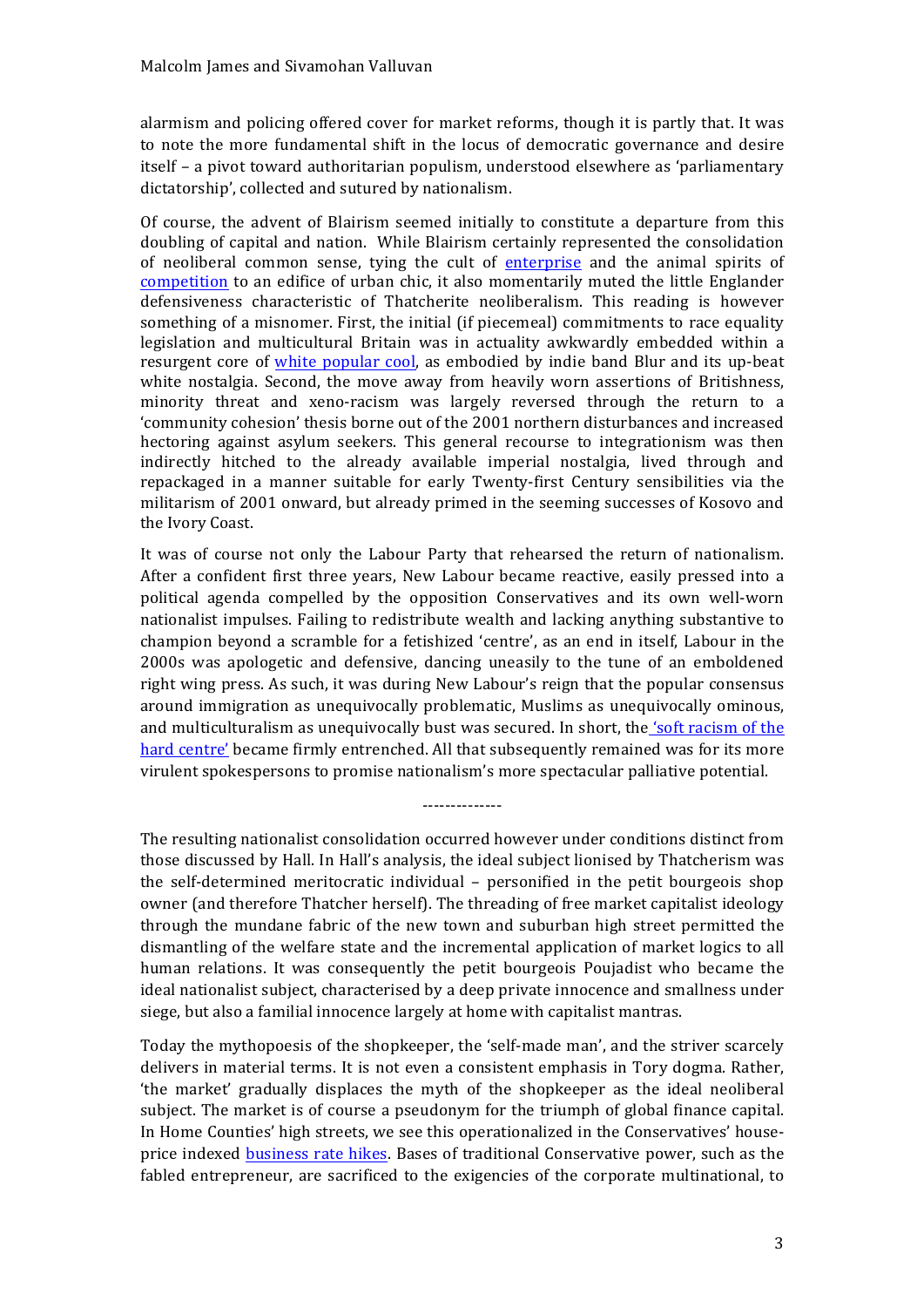alarmism and policing offered cover for market reforms, though it is partly that. It was to note the more fundamental shift in the locus of democratic governance and desire itself – a pivot toward authoritarian populism, understood elsewhere as 'parliamentary dictatorship', collected and sutured by nationalism.

Of course, the advent of Blairism seemed initially to constitute a departure from this doubling of capital and nation. While Blairism certainly represented the consolidation of neoliberal common sense, tying the cult of enterprise and the animal spirits of competition to an edifice of urban chic, it also momentarily muted the little Englander defensiveness characteristic of Thatcherite neoliberalism. This reading is however something of a misnomer. First, the initial (if piecemeal) commitments to race equality legislation and multicultural Britain was in actuality awkwardly embedded within a resurgent core of white popular cool, as embodied by indie band Blur and its up-beat white nostalgia. Second, the move away from heavily worn assertions of Britishness, minority threat and xeno-racism was largely reversed through the return to a 'community cohesion' thesis borne out of the 2001 northern disturbances and increased hectoring against asylum seekers. This general recourse to integrationism was then indirectly hitched to the already available imperial nostalgia, lived through and repackaged in a manner suitable for early Twenty-first Century sensibilities via the militarism of 2001 onward, but already primed in the seeming successes of Kosovo and the Ivory Coast.

It was of course not only the Labour Party that rehearsed the return of nationalism. After a confident first three years, New Labour became reactive, easily pressed into a political agenda compelled by the opposition Conservatives and its own well-worn nationalist impulses. Failing to redistribute wealth and lacking anything substantive to champion beyond a scramble for a fetishized 'centre', as an end in itself, Labour in the 2000s was apologetic and defensive, dancing uneasily to the tune of an emboldened right wing press. As such, it was during New Labour's reign that the popular consensus around immigration as unequivocally problematic, Muslims as unequivocally ominous, and multiculturalism as unequivocally bust was secured. In short, the 'soft racism of the hard centre' became firmly entrenched. All that subsequently remained was for its more virulent spokespersons to promise nationalism's more spectacular palliative potential.

-------------

The resulting nationalist consolidation occurred however under conditions distinct from those discussed by Hall. In Hall's analysis, the ideal subject lionised by Thatcherism was the self-determined meritocratic individual – personified in the petit bourgeois shop owner (and therefore Thatcher herself). The threading of free market capitalist ideology through the mundane fabric of the new town and suburban high street permitted the dismantling of the welfare state and the incremental application of market logics to all human relations. It was consequently the petit bourgeois Poujadist who became the ideal nationalist subject, characterised by a deep private innocence and smallness under siege, but also a familial innocence largely at home with capitalist mantras.

Today the mythopoesis of the shopkeeper, the 'self-made man', and the striver scarcely delivers in material terms. It is not even a consistent emphasis in Tory dogma. Rather, 'the market' gradually displaces the myth of the shopkeeper as the ideal neoliberal subject. The market is of course a pseudonym for the triumph of global finance capital. In Home Counties' high streets, we see this operationalized in the Conservatives' house-price indexed business rate hikes. Bases of traditional Conservative power, such as the fabled entrepreneur, are sacrificed to the exigencies of the corporate multinational, to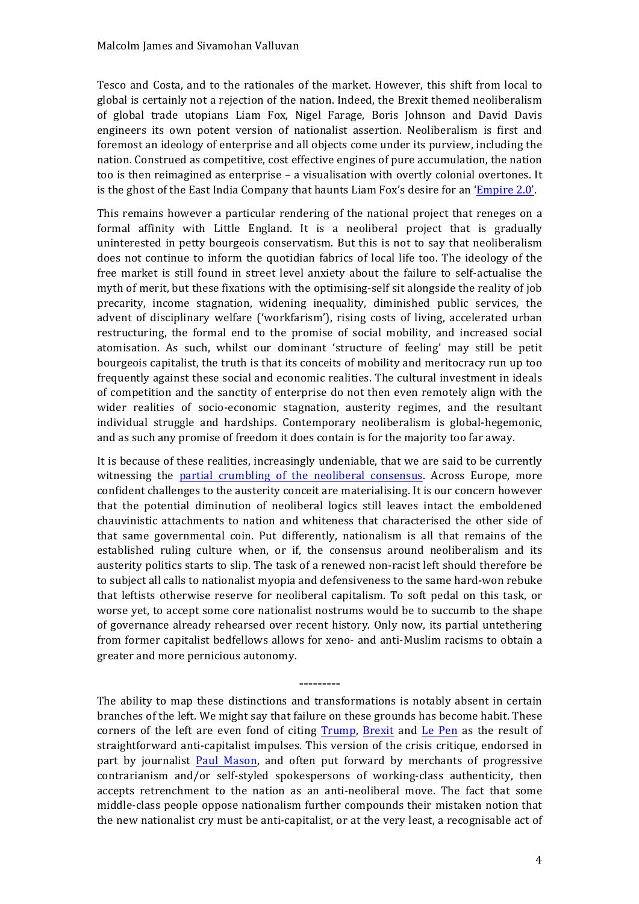Tesco and Costa, and to the rationales of the market. However, this shift from local to global is certainly not a rejection of the nation. Indeed, the Brexit themed neoliberalism of global trade utopians Liam Fox, Nigel Farage, Boris Johnson and David Davis engineers its own potent version of nationalist assertion. Neoliberalism is first and foremost an ideology of enterprise and all objects come under its purview, including the nation. Construed as competitive, cost effective engines of pure accumulation, the nation too is then reimagined as enterprise – a visualisation with overtly colonial overtones. It is the ghost of the East India Company that haunts Liam Fox's desire for an 'Empire 2.0'.

This remains however a particular rendering of the national project that reneges on a formal affinity with Little England. It is a neoliberal project that is gradually uninterested in petty bourgeois conservatism. But this is not to say that neoliberalism does not continue to inform the quotidian fabrics of local life too. The ideology of the free market is still found in street level anxiety about the failure to self-actualise the myth of merit, but these fixations with the optimising-self sit alongside the reality of job precarity, income stagnation, widening inequality, diminished public services, the advent of disciplinary welfare ('workfarism'), rising costs of living, accelerated urban restructuring, the formal end to the promise of social mobility, and increased social atomisation. As such, whilst our dominant 'structure of feeling' may still be petit bourgeois capitalist, the truth is that its conceits of mobility and meritocracy run up too frequently against these social and economic realities. The cultural investment in ideals of competition and the sanctity of enterprise do not then even remotely align with the wider realities of socio-economic stagnation, austerity regimes, and the resultant individual struggle and hardships. Contemporary neoliberalism is global-hegemonic, and as such any promise of freedom it does contain is for the majority too far away.

It is because of these realities, increasingly undeniable, that we are said to be currently witnessing the partial crumbling of the neoliberal consensus. Across Europe, more confident challenges to the austerity conceit are materialising. It is our concern however that the potential diminution of neoliberal logics still leaves intact the emboldened chauvinistic attachments to nation and whiteness that characterised the other side of that same governmental coin. Put differently, nationalism is all that remains of the established ruling culture when, or if, the consensus around neoliberalism and its austerity politics starts to slip. The task of a renewed non-racist left should therefore be to subject all calls to nationalist myopia and defensiveness to the same hard-won rebuke that leftists otherwise reserve for neoliberal capitalism. To soft pedal on this task, or worse yet, to accept some core nationalist nostrums would be to succumb to the shape of governance already rehearsed over recent history. Only now, its partial untethering from former capitalist bedfellows allows for xeno- and anti-Muslim racisms to obtain a greater and more pernicious autonomy.

---------

The ability to map these distinctions and transformations is notably absent in certain branches of the left. We might say that failure on these grounds has become habit. These corners of the left are even fond of citing Trump, Brexit and Le Pen as the result of straightforward anti-capitalist impulses. This version of the crisis critique, endorsed in part by journalist Paul Mason, and often put forward by merchants of progressive contrarianism and/or self-styled spokespersons of working-class authenticity, then accepts retrenchment to the nation as an anti-neoliberal move. The fact that some middle-class people oppose nationalism further compounds their mistaken notion that the new nationalist cry must be anti-capitalist, or at the very least, a recognisable act of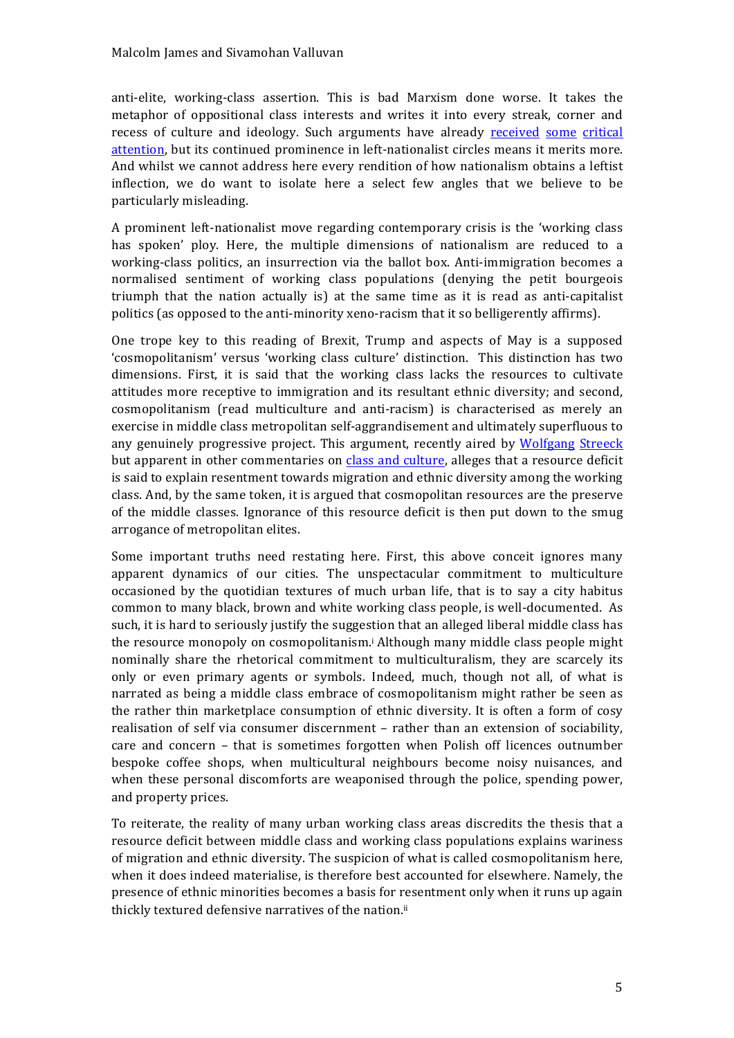anti-elite, working-class assertion. This is bad Marxism done worse. It takes the metaphor of oppositional class interests and writes it into every streak, corner and recess of culture and ideology. Such arguments have already received some critical attention, but its continued prominence in left-nationalist circles means it merits more. And whilst we cannot address here every rendition of how nationalism obtains a leftist inflection, we do want to isolate here a select few angles that we believe to be particularly misleading.

A prominent left-nationalist move regarding contemporary crisis is the 'working class has spoken' ploy. Here, the multiple dimensions of nationalism are reduced to a working-class politics, an insurrection via the ballot box. Anti-immigration becomes a normalised sentiment of working class populations (denying the petit bourgeois triumph that the nation actually is) at the same time as it is read as anti-capitalist politics (as opposed to the anti-minority xeno-racism that it so belligerently affirms).

One trope key to this reading of Brexit, Trump and aspects of May is a supposed 'cosmopolitanism' versus 'working class culture' distinction. This distinction has two dimensions. First, it is said that the working class lacks the resources to cultivate attitudes more receptive to immigration and its resultant ethnic diversity; and second, cosmopolitanism (read multiculture and anti-racism) is characterised as merely an exercise in middle class metropolitan self-aggrandisement and ultimately superfluous to any genuinely progressive project. This argument, recently aired by Wolfgang Streeck but apparent in other commentaries on class and culture, alleges that a resource deficit is said to explain resentment towards migration and ethnic diversity among the working class. And, by the same token, it is argued that cosmopolitan resources are the preserve of the middle classes. Ignorance of this resource deficit is then put down to the smug arrogance of metropolitan elites.

Some important truths need restating here. First, this above conceit ignores many apparent dynamics of our cities. The unspectacular commitment to multiculture occasioned by the quotidian textures of much urban life, that is to say a city habitus common to many black, brown and white working class people, is well-documented. As such, it is hard to seriously justify the suggestion that an alleged liberal middle class has the resource monopoly on cosmopolitanism.[i] Although many middle class people might nominally share the rhetorical commitment to multiculturalism, they are scarcely its only or even primary agents or symbols. Indeed, much, though not all, of what is narrated as being a middle class embrace of cosmopolitanism might rather be seen as the rather thin marketplace consumption of ethnic diversity. It is often a form of cosy realisation of self via consumer discernment – rather than an extension of sociability, care and concern – that is sometimes forgotten when Polish off licences outnumber bespoke coffee shops, when multicultural neighbours become noisy nuisances, and when these personal discomforts are weaponised through the police, spending power, and property prices.

To reiterate, the reality of many urban working class areas discredits the thesis that a resource deficit between middle class and working class populations explains wariness of migration and ethnic diversity. The suspicion of what is called cosmopolitanism here, when it does indeed materialise, is therefore best accounted for elsewhere. Namely, the presence of ethnic minorities becomes a basis for resentment only when it runs up again thickly textured defensive narratives of the nation.[ii]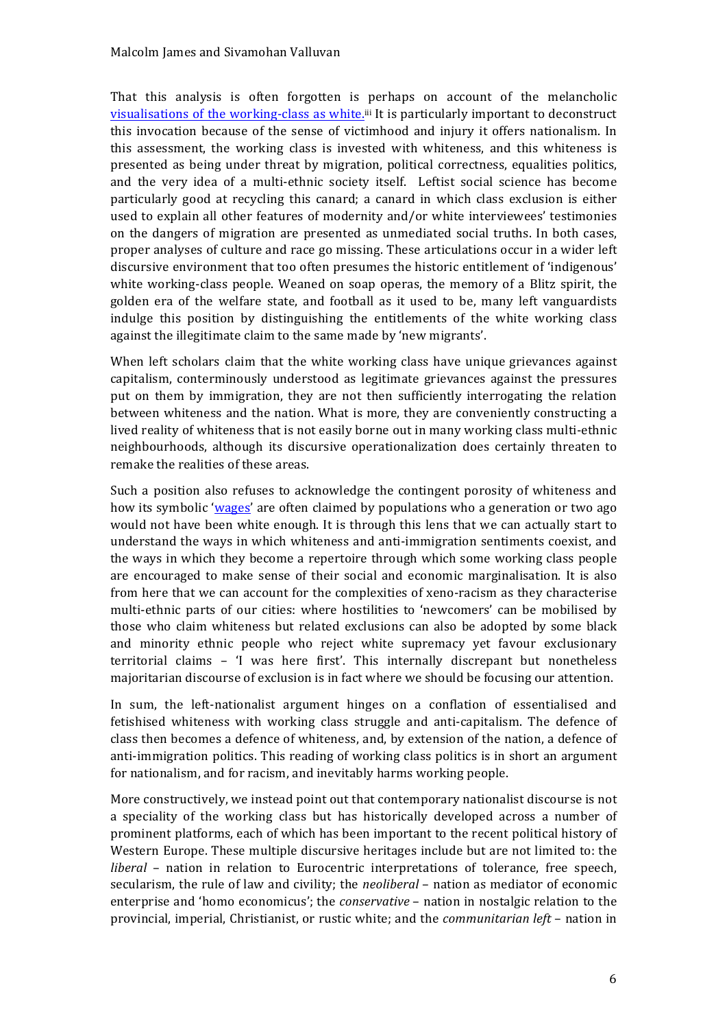That this analysis is often forgotten is perhaps on account of the melancholic visualisations of the working-class as white.[iii] It is particularly important to deconstruct this invocation because of the sense of victimhood and injury it offers nationalism. In this assessment, the working class is invested with whiteness, and this whiteness is presented as being under threat by migration, political correctness, equalities politics, and the very idea of a multi-ethnic society itself. Leftist social science has become particularly good at recycling this canard; a canard in which class exclusion is either used to explain all other features of modernity and/or white interviewees' testimonies on the dangers of migration are presented as unmediated social truths. In both cases, proper analyses of culture and race go missing. These articulations occur in a wider left discursive environment that too often presumes the historic entitlement of 'indigenous' white working-class people. Weaned on soap operas, the memory of a Blitz spirit, the golden era of the welfare state, and football as it used to be, many left vanguardists indulge this position by distinguishing the entitlements of the white working class against the illegitimate claim to the same made by 'new migrants'.

When left scholars claim that the white working class have unique grievances against capitalism, conterminously understood as legitimate grievances against the pressures put on them by immigration, they are not then sufficiently interrogating the relation between whiteness and the nation. What is more, they are conveniently constructing a lived reality of whiteness that is not easily borne out in many working class multi-ethnic neighbourhoods, although its discursive operationalization does certainly threaten to remake the realities of these areas.

Such a position also refuses to acknowledge the contingent porosity of whiteness and how its symbolic 'wages' are often claimed by populations who a generation or two ago would not have been white enough. It is through this lens that we can actually start to understand the ways in which whiteness and anti-immigration sentiments coexist, and the ways in which they become a repertoire through which some working class people are encouraged to make sense of their social and economic marginalisation. It is also from here that we can account for the complexities of xeno-racism as they characterise multi-ethnic parts of our cities: where hostilities to 'newcomers' can be mobilised by those who claim whiteness but related exclusions can also be adopted by some black and minority ethnic people who reject white supremacy yet favour exclusionary territorial claims – 'I was here first'. This internally discrepant but nonetheless majoritarian discourse of exclusion is in fact where we should be focusing our attention.

In sum, the left-nationalist argument hinges on a conflation of essentialised and fetishised whiteness with working class struggle and anti-capitalism. The defence of class then becomes a defence of whiteness, and, by extension of the nation, a defence of anti-immigration politics. This reading of working class politics is in short an argument for nationalism, and for racism, and inevitably harms working people.

More constructively, we instead point out that contemporary nationalist discourse is not a speciality of the working class but has historically developed across a number of prominent platforms, each of which has been important to the recent political history of Western Europe. These multiple discursive heritages include but are not limited to: the *liberal* – nation in relation to Eurocentric interpretations of tolerance, free speech, secularism, the rule of law and civility; the *neoliberal* – nation as mediator of economic enterprise and 'homo economicus'; the *conservative* – nation in nostalgic relation to the provincial, imperial, Christianist, or rustic white; and the *communitarian left* – nation in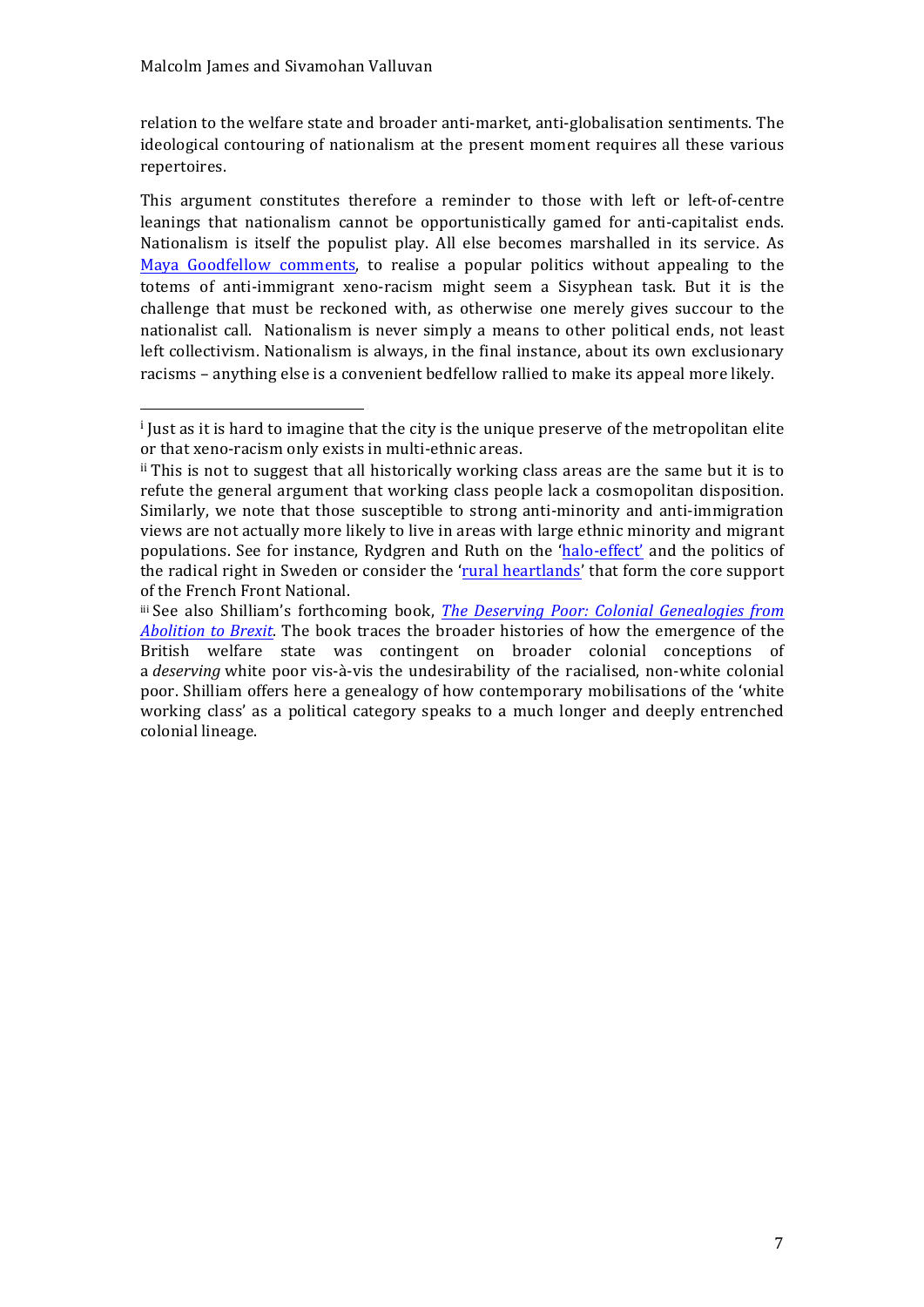relation to the welfare state and broader anti-market, anti-globalisation sentiments. The ideological contouring of nationalism at the present moment requires all these various repertoires.

This argument constitutes therefore a reminder to those with left or left-of-centre leanings that nationalism cannot be opportunistically gamed for anti-capitalist ends. Nationalism is itself the populist play. All else becomes marshalled in its service. As Maya Goodfellow comments, to realise a popular politics without appealing to the totems of anti-immigrant xeno-racism might seem a Sisyphean task. But it is the challenge that must be reckoned with, as otherwise one merely gives succour to the nationalist call. Nationalism is never simply a means to other political ends, not least left collectivism. Nationalism is always, in the final instance, about its own exclusionary racisms – anything else is a convenient bedfellow rallied to make its appeal more likely.

---

[i] Just as it is hard to imagine that the city is the unique preserve of the metropolitan elite or that xeno-racism only exists in multi-ethnic areas.

[ii] This is not to suggest that all historically working class areas are the same but it is to refute the general argument that working class people lack a cosmopolitan disposition. Similarly, we note that those susceptible to strong anti-minority and anti-immigration views are not actually more likely to live in areas with large ethnic minority and migrant populations. See for instance, Rydgren and Ruth on the 'halo-effect' and the politics of the radical right in Sweden or consider the 'rural heartlands' that form the core support of the French Front National.

[iii] See also Shilliam's forthcoming book, *The Deserving Poor: Colonial Genealogies from Abolition to Brexit*. The book traces the broader histories of how the emergence of the British welfare state was contingent on broader colonial conceptions of a *deserving* white poor vis-à-vis the undesirability of the racialised, non-white colonial poor. Shilliam offers here a genealogy of how contemporary mobilisations of the 'white working class' as a political category speaks to a much longer and deeply entrenched colonial lineage.